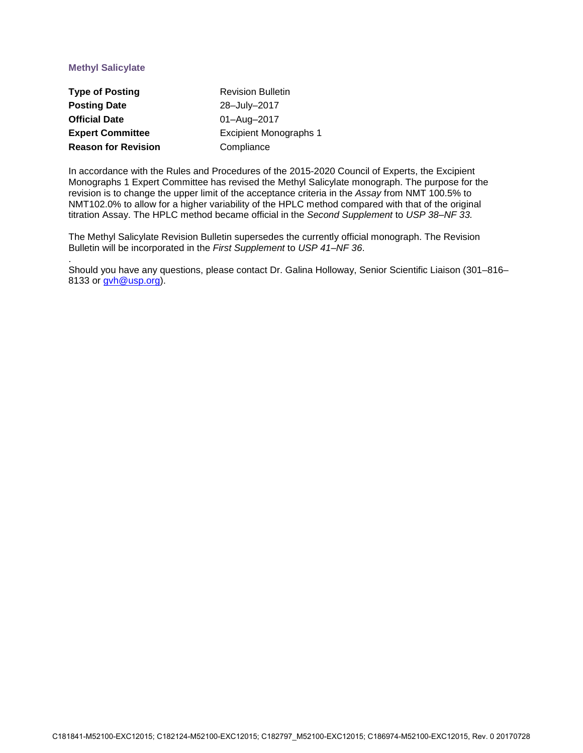## Methyl Salicylate

| | |
|---|---|
| **Type of Posting** | Revision Bulletin |
| **Posting Date** | 28–July–2017 |
| **Official Date** | 01–Aug–2017 |
| **Expert Committee** | Excipient Monographs 1 |
| **Reason for Revision** | Compliance |

In accordance with the Rules and Procedures of the 2015-2020 Council of Experts, the Excipient Monographs 1 Expert Committee has revised the Methyl Salicylate monograph. The purpose for the revision is to change the upper limit of the acceptance criteria in the *Assay* from NMT 100.5% to NMT102.0% to allow for a higher variability of the HPLC method compared with that of the original titration Assay. The HPLC method became official in the *Second Supplement* to *USP 38–NF 33.*

The Methyl Salicylate Revision Bulletin supersedes the currently official monograph. The Revision Bulletin will be incorporated in the *First Supplement* to *USP 41–NF 36*.

.

Should you have any questions, please contact Dr. Galina Holloway, Senior Scientific Liaison (301–816–8133 or gvh@usp.org).

C181841-M52100-EXC12015; C182124-M52100-EXC12015; C182797_M52100-EXC12015; C186974-M52100-EXC12015, Rev. 0 20170728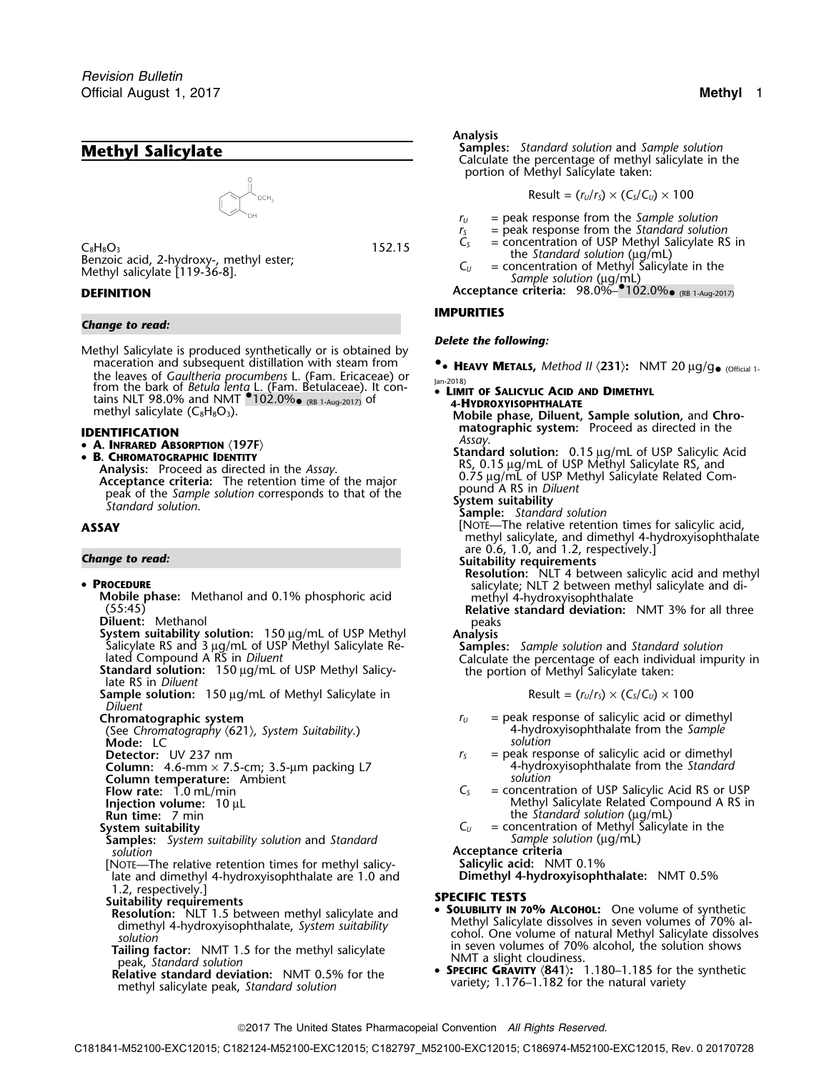## Methyl Salicylate

$C_8H_8O_3$ 152.15

Benzoic acid, 2-hydroxy-, methyl ester;

Methyl salicylate [119-36-8].

### DEFINITION

***Change to read:***

Methyl Salicylate is produced synthetically or is obtained by maceration and subsequent distillation with steam from the leaves of *Gaultheria procumbens* L. (Fam. Ericaceae) or from the bark of *Betula lenta* L. (Fam. Betulaceae). It contains NLT 98.0% and NMT •102.0%• (RB 1-Aug-2017) of methyl salicylate ($C_8H_8O_3$).

### IDENTIFICATION

- **A. Infrared Absorption** ⟨197F⟩
- **B. Chromatographic Identity**

  **Analysis:** Proceed as directed in the *Assay*.

  **Acceptance criteria:** The retention time of the major peak of the *Sample solution* corresponds to that of the *Standard solution*.

### ASSAY

***Change to read:***

- **Procedure**

  **Mobile phase:** Methanol and 0.1% phosphoric acid (55:45)

  **Diluent:** Methanol

  **System suitability solution:** 150 µg/mL of USP Methyl Salicylate RS and 3 µg/mL of USP Methyl Salicylate Related Compound A RS in *Diluent*

  **Standard solution:** 150 µg/mL of USP Methyl Salicylate RS in *Diluent*

  **Sample solution:** 150 µg/mL of Methyl Salicylate in *Diluent*

  **Chromatographic system**

  (See *Chromatography* ⟨621⟩*, System Suitability*.)

  **Mode:** LC

  **Detector:** UV 237 nm

  **Column:** 4.6-mm × 7.5-cm; 3.5-µm packing L7

  **Column temperature:** Ambient

  **Flow rate:** 1.0 mL/min

  **Injection volume:** 10 µL

  **Run time:** 7 min

  **System suitability**

  **Samples:** *System suitability solution* and *Standard solution*

  [Note—The relative retention times for methyl salicylate and dimethyl 4-hydroxyisophthalate are 1.0 and 1.2, respectively.]

  **Suitability requirements**

  **Resolution:** NLT 1.5 between methyl salicylate and dimethyl 4-hydroxyisophthalate, *System suitability solution*

  **Tailing factor:** NMT 1.5 for the methyl salicylate peak, *Standard solution*

  **Relative standard deviation:** NMT 0.5% for the methyl salicylate peak, *Standard solution*

  **Analysis**

  **Samples:** *Standard solution* and *Sample solution*

  Calculate the percentage of methyl salicylate in the portion of Methyl Salicylate taken:

$$\text{Result} = (r_U/r_S) \times (C_S/C_U) \times 100$$

  $r_U$ = peak response from the *Sample solution*

  $r_S$ = peak response from the *Standard solution*

  $C_S$ = concentration of USP Methyl Salicylate RS in the *Standard solution* (µg/mL)

  $C_U$ = concentration of Methyl Salicylate in the *Sample solution* (µg/mL)

  **Acceptance criteria:** 98.0%–•102.0%• (RB 1-Aug-2017)

### IMPURITIES

***Delete the following:***

- •**Heavy Metals,** *Method II* ⟨231⟩**:** NMT 20 µg/g• (Official 1-Jan-2018)
- **Limit of Salicylic Acid and Dimethyl 4-Hydroxyisophthalate**

  **Mobile phase, Diluent, Sample solution,** and **Chromatographic system:** Proceed as directed in the *Assay*.

  **Standard solution:** 0.15 µg/mL of USP Salicylic Acid RS, 0.15 µg/mL of USP Methyl Salicylate RS, and 0.75 µg/mL of USP Methyl Salicylate Related Compound A RS in *Diluent*

  **System suitability**

  **Sample:** *Standard solution*

  [Note—The relative retention times for salicylic acid, methyl salicylate, and dimethyl 4-hydroxyisophthalate are 0.6, 1.0, and 1.2, respectively.]

  **Suitability requirements**

  **Resolution:** NLT 4 between salicylic acid and methyl salicylate; NLT 2 between methyl salicylate and dimethyl 4-hydroxyisophthalate

  **Relative standard deviation:** NMT 3% for all three peaks

  **Analysis**

  **Samples:** *Sample solution* and *Standard solution*

  Calculate the percentage of each individual impurity in the portion of Methyl Salicylate taken:

$$\text{Result} = (r_U/r_S) \times (C_S/C_U) \times 100$$

  $r_U$ = peak response of salicylic acid or dimethyl 4-hydroxyisophthalate from the *Sample solution*

  $r_S$ = peak response of salicylic acid or dimethyl 4-hydroxyisophthalate from the *Standard solution*

  $C_S$ = concentration of USP Salicylic Acid RS or USP Methyl Salicylate Related Compound A RS in the *Standard solution* (µg/mL)

  $C_U$ = concentration of Methyl Salicylate in the *Sample solution* (µg/mL)

  **Acceptance criteria**

  **Salicylic acid:** NMT 0.1%

  **Dimethyl 4-hydroxyisophthalate:** NMT 0.5%

### SPECIFIC TESTS

- **Solubility in 70% Alcohol:** One volume of synthetic Methyl Salicylate dissolves in seven volumes of 70% alcohol. One volume of natural Methyl Salicylate dissolves in seven volumes of 70% alcohol, the solution shows NMT a slight cloudiness.
- **Specific Gravity** ⟨841⟩**:** 1.180–1.185 for the synthetic variety; 1.176–1.182 for the natural variety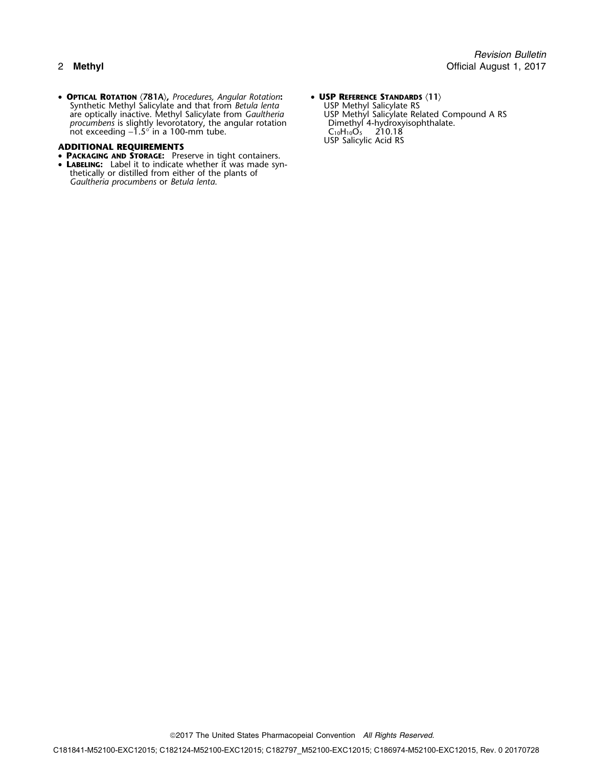- **Optical Rotation** ⟨781A⟩, *Procedures, Angular Rotation*: Synthetic Methyl Salicylate and that from *Betula lenta* are optically inactive. Methyl Salicylate from *Gaultheria procumbens* is slightly levorotatory, the angular rotation not exceeding −1.5° in a 100-mm tube.

## ADDITIONAL REQUIREMENTS

- **Packaging and Storage:** Preserve in tight containers.
- **Labeling:** Label it to indicate whether it was made synthetically or distilled from either of the plants of *Gaultheria procumbens* or *Betula lenta*.
- **USP Reference Standards** ⟨11⟩
  USP Methyl Salicylate RS
  USP Methyl Salicylate Related Compound A RS
   Dimethyl 4-hydroxyisophthalate.
   $C_{10}H_{10}O_5$  210.18
  USP Salicylic Acid RS